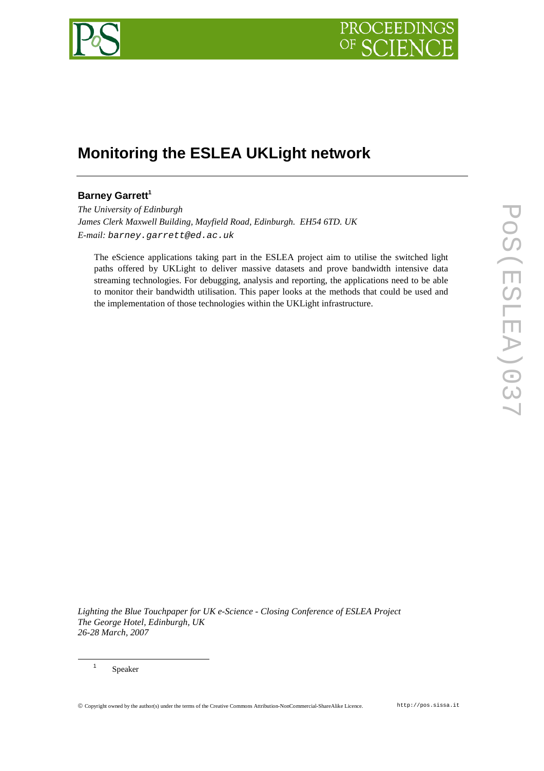# Monitoring the ESLEA UKLight network

**Barney Garrett**[1]

*The University of Edinburgh*
*James Clerk Maxwell Building, Mayfield Road, Edinburgh. EH54 6TD. UK*
*E-mail:* barney.garrett@ed.ac.uk

The eScience applications taking part in the ESLEA project aim to utilise the switched light paths offered by UKLight to deliver massive datasets and prove bandwidth intensive data streaming technologies. For debugging, analysis and reporting, the applications need to be able to monitor their bandwidth utilisation. This paper looks at the methods that could be used and the implementation of those technologies within the UKLight infrastructure.

*Lighting the Blue Touchpaper for UK e-Science - Closing Conference of ESLEA Project*
*The George Hotel, Edinburgh, UK*
*26-28 March, 2007*

[1] Speaker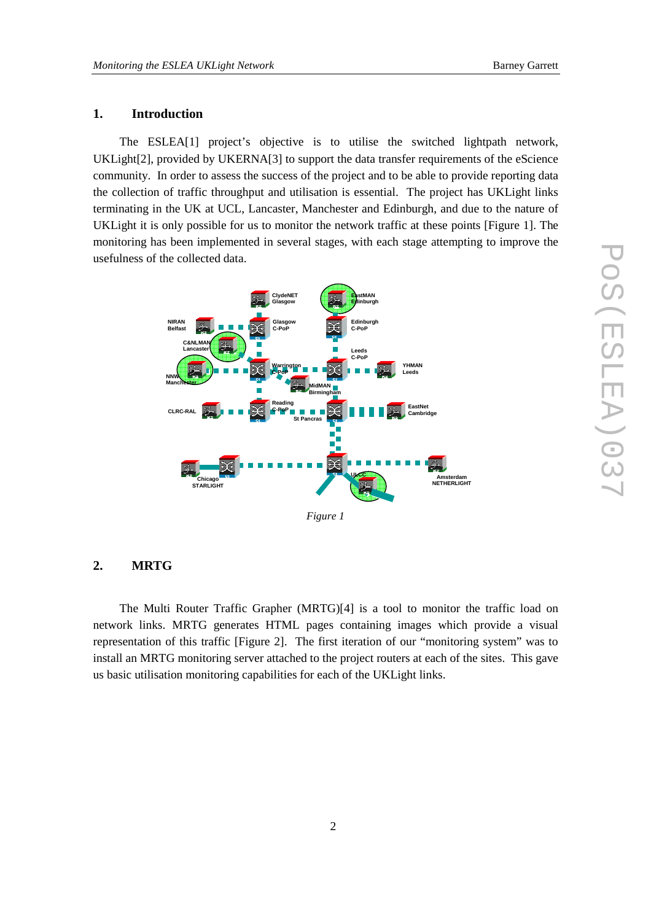## 1. Introduction

The ESLEA[1] project's objective is to utilise the switched lightpath network, UKLight[2], provided by UKERNA[3] to support the data transfer requirements of the eScience community. In order to assess the success of the project and to be able to provide reporting data the collection of traffic throughput and utilisation is essential. The project has UKLight links terminating in the UK at UCL, Lancaster, Manchester and Edinburgh, and due to the nature of UKLight it is only possible for us to monitor the network traffic at these points [Figure 1]. The monitoring has been implemented in several stages, with each stage attempting to improve the usefulness of the collected data.

*Figure 1*

## 2. MRTG

The Multi Router Traffic Grapher (MRTG)[4] is a tool to monitor the traffic load on network links. MRTG generates HTML pages containing images which provide a visual representation of this traffic [Figure 2]. The first iteration of our "monitoring system" was to install an MRTG monitoring server attached to the project routers at each of the sites. This gave us basic utilisation monitoring capabilities for each of the UKLight links.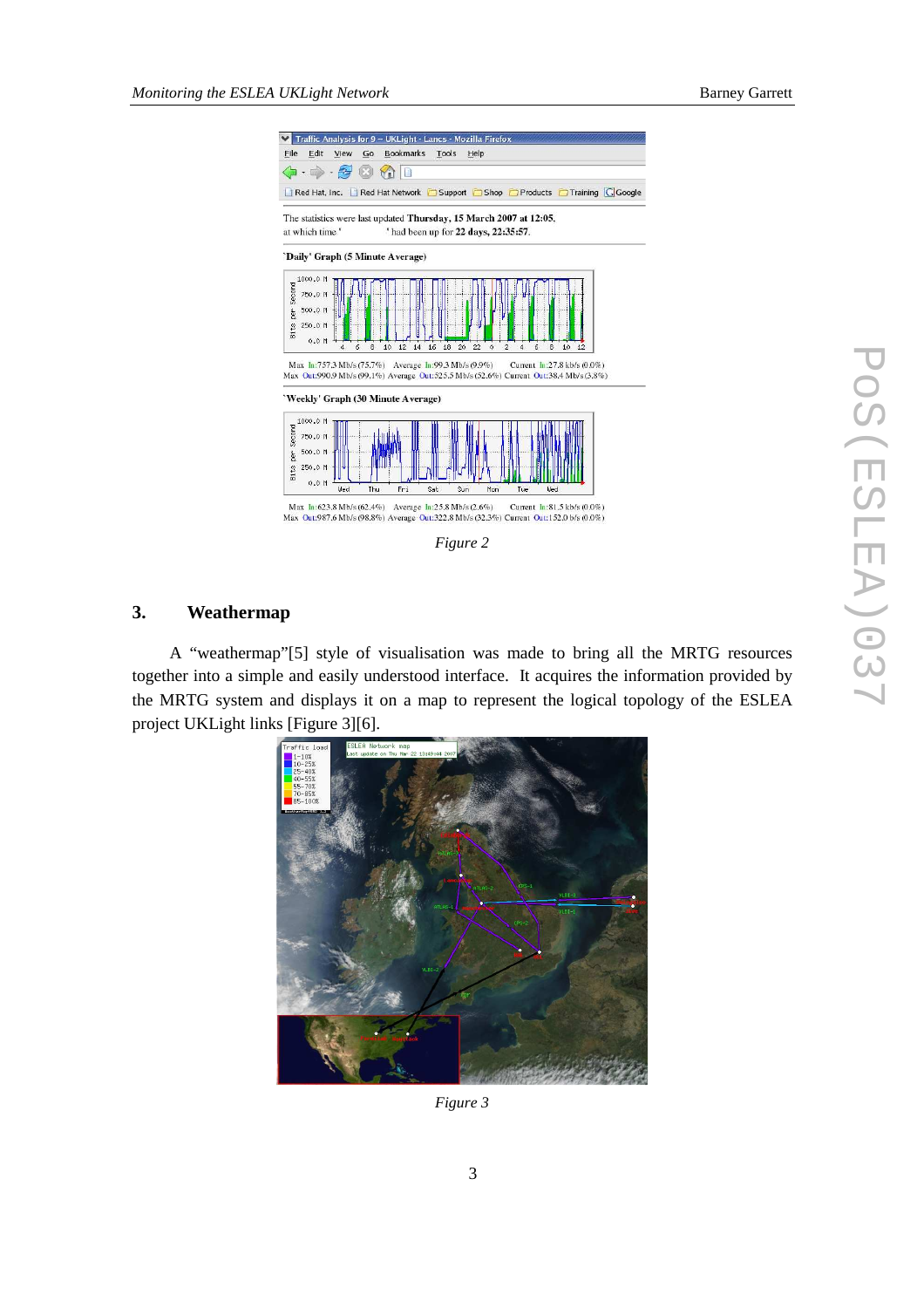*Figure 2*

## 3. Weathermap

A "weathermap"[5] style of visualisation was made to bring all the MRTG resources together into a simple and easily understood interface. It acquires the information provided by the MRTG system and displays it on a map to represent the logical topology of the ESLEA project UKLight links [Figure 3][6].

*Figure 3*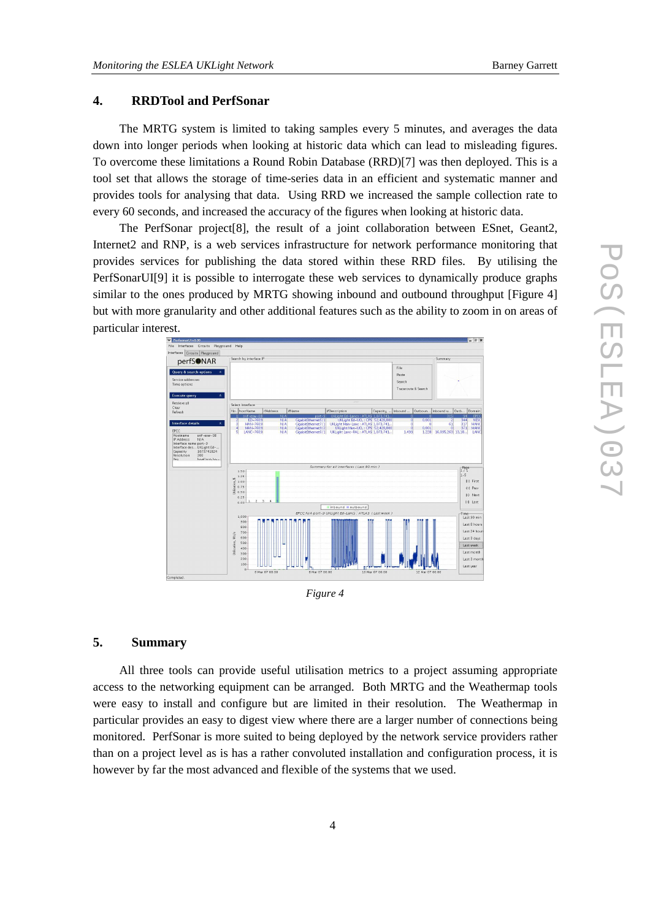## 4. RRDTool and PerfSonar

The MRTG system is limited to taking samples every 5 minutes, and averages the data down into longer periods when looking at historic data which can lead to misleading figures. To overcome these limitations a Round Robin Database (RRD)[7] was then deployed. This is a tool set that allows the storage of time-series data in an efficient and systematic manner and provides tools for analysing that data. Using RRD we increased the sample collection rate to every 60 seconds, and increased the accuracy of the figures when looking at historic data.

The PerfSonar project[8], the result of a joint collaboration between ESnet, Geant2, Internet2 and RNP, is a web services infrastructure for network performance monitoring that provides services for publishing the data stored within these RRD files. By utilising the PerfSonarUI[9] it is possible to interrogate these web services to dynamically produce graphs similar to the ones produced by MRTG showing inbound and outbound throughput [Figure 4] but with more granularity and other additional features such as the ability to zoom in on areas of particular interest.

*Figure 4*

## 5. Summary

All three tools can provide useful utilisation metrics to a project assuming appropriate access to the networking equipment can be arranged. Both MRTG and the Weathermap tools were easy to install and configure but are limited in their resolution. The Weathermap in particular provides an easy to digest view where there are a larger number of connections being monitored. PerfSonar is more suited to being deployed by the network service providers rather than on a project level as is has a rather convoluted installation and configuration process, it is however by far the most advanced and flexible of the systems that we used.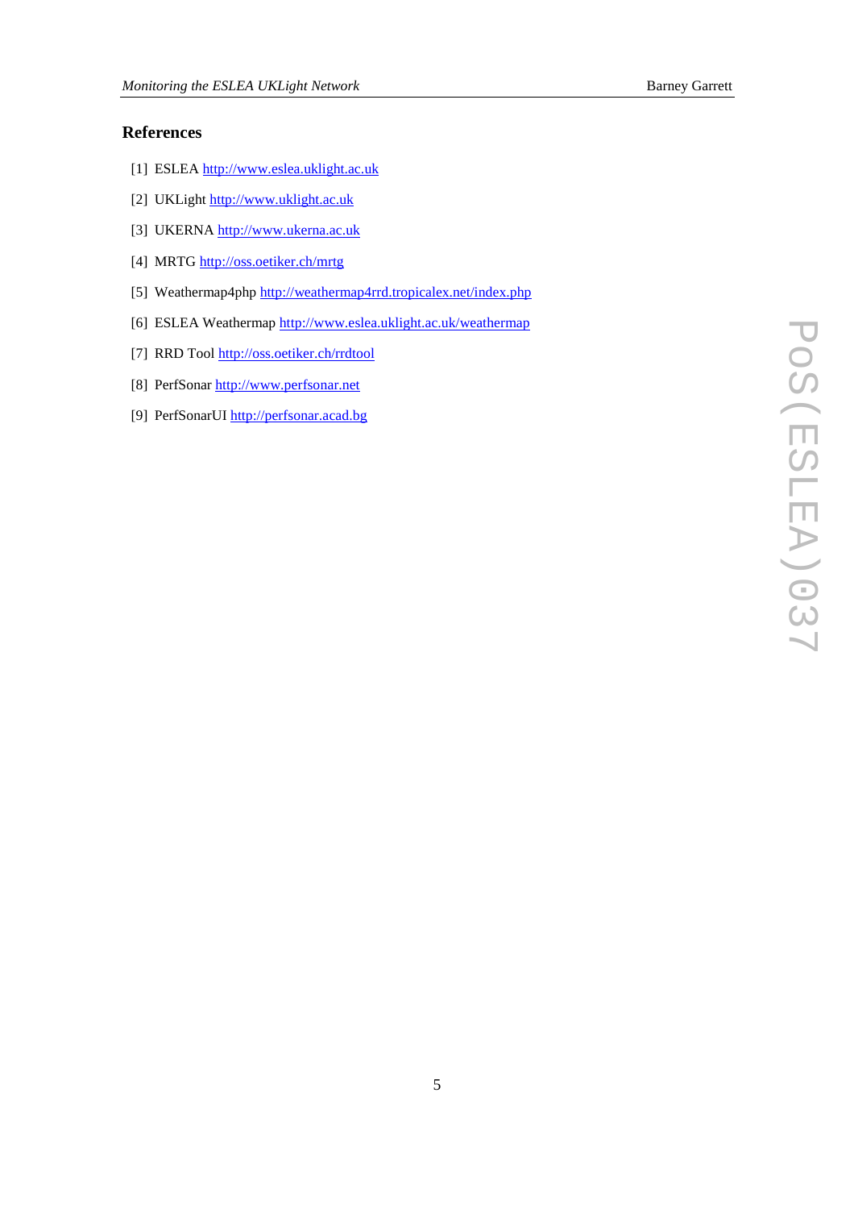## References

[1] ESLEA http://www.eslea.uklight.ac.uk

[2] UKLight http://www.uklight.ac.uk

[3] UKERNA http://www.ukerna.ac.uk

[4] MRTG http://oss.oetiker.ch/mrtg

[5] Weathermap4php http://weathermap4rrd.tropicalex.net/index.php

[6] ESLEA Weathermap http://www.eslea.uklight.ac.uk/weathermap

[7] RRD Tool http://oss.oetiker.ch/rrdtool

[8] PerfSonar http://www.perfsonar.net

[9] PerfSonarUI http://perfsonar.acad.bg